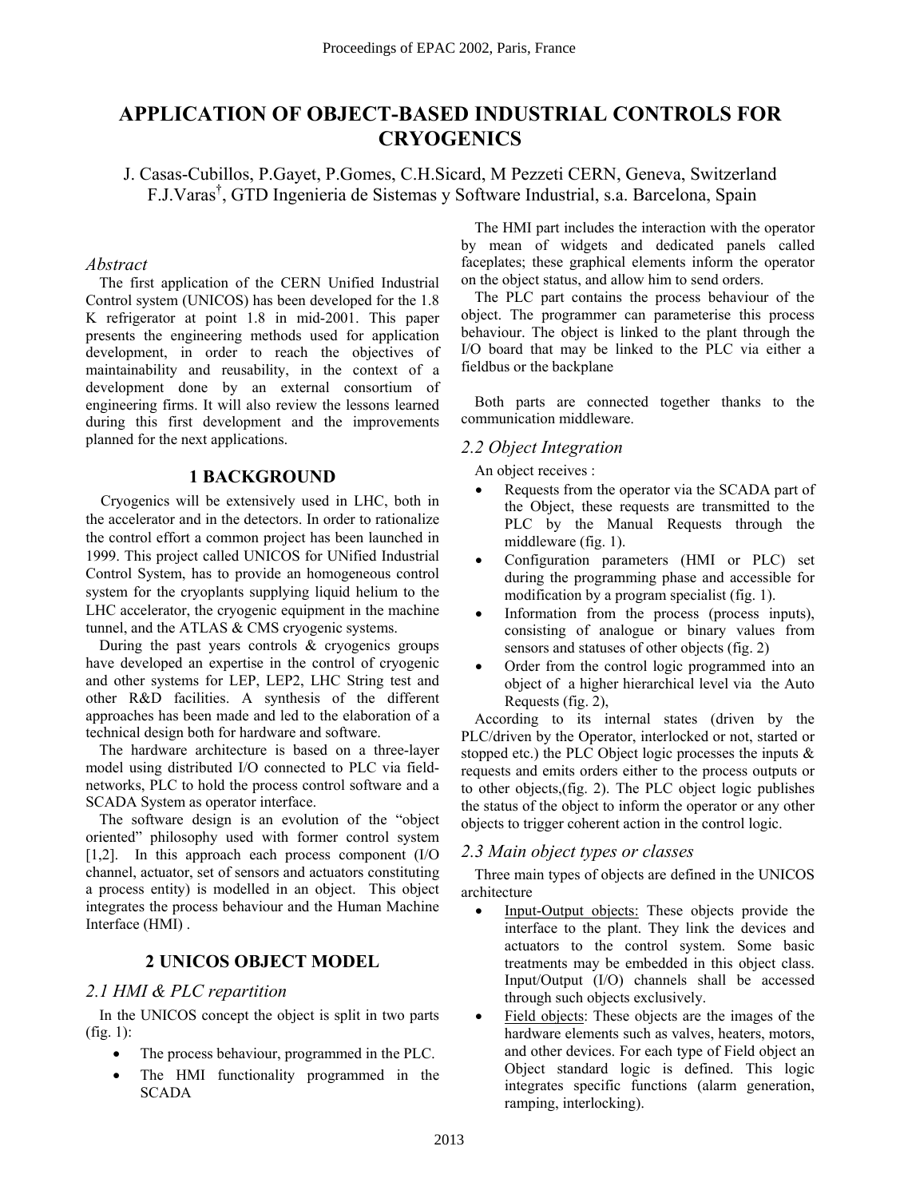# APPLICATION OF OBJECT-BASED INDUSTRIAL CONTROLS FOR CRYOGENICS

J. Casas-Cubillos, P.Gayet, P.Gomes, C.H.Sicard, M Pezzeti CERN, Geneva, Switzerland
F.J.Varas†, GTD Ingenieria de Sistemas y Software Industrial, s.a. Barcelona, Spain

## *Abstract*

The first application of the CERN Unified Industrial Control system (UNICOS) has been developed for the 1.8 K refrigerator at point 1.8 in mid-2001. This paper presents the engineering methods used for application development, in order to reach the objectives of maintainability and reusability, in the context of a development done by an external consortium of engineering firms. It will also review the lessons learned during this first development and the improvements planned for the next applications.

## 1 BACKGROUND

Cryogenics will be extensively used in LHC, both in the accelerator and in the detectors. In order to rationalize the control effort a common project has been launched in 1999. This project called UNICOS for UNified Industrial Control System, has to provide an homogeneous control system for the cryoplants supplying liquid helium to the LHC accelerator, the cryogenic equipment in the machine tunnel, and the ATLAS & CMS cryogenic systems.

During the past years controls & cryogenics groups have developed an expertise in the control of cryogenic and other systems for LEP, LEP2, LHC String test and other R&D facilities. A synthesis of the different approaches has been made and led to the elaboration of a technical design both for hardware and software.

The hardware architecture is based on a three-layer model using distributed I/O connected to PLC via field-networks, PLC to hold the process control software and a SCADA System as operator interface.

The software design is an evolution of the "object oriented" philosophy used with former control system [1,2]. In this approach each process component (I/O channel, actuator, set of sensors and actuators constituting a process entity) is modelled in an object. This object integrates the process behaviour and the Human Machine Interface (HMI) .

## 2 UNICOS OBJECT MODEL

### *2.1 HMI & PLC repartition*

In the UNICOS concept the object is split in two parts (fig. 1):

- The process behaviour, programmed in the PLC.
- The HMI functionality programmed in the SCADA

The HMI part includes the interaction with the operator by mean of widgets and dedicated panels called faceplates; these graphical elements inform the operator on the object status, and allow him to send orders.

The PLC part contains the process behaviour of the object. The programmer can parameterise this process behaviour. The object is linked to the plant through the I/O board that may be linked to the PLC via either a fieldbus or the backplane

Both parts are connected together thanks to the communication middleware.

### *2.2 Object Integration*

An object receives :

- Requests from the operator via the SCADA part of the Object, these requests are transmitted to the PLC by the Manual Requests through the middleware (fig. 1).
- Configuration parameters (HMI or PLC) set during the programming phase and accessible for modification by a program specialist (fig. 1).
- Information from the process (process inputs), consisting of analogue or binary values from sensors and statuses of other objects (fig. 2)
- Order from the control logic programmed into an object of a higher hierarchical level via the Auto Requests (fig. 2),

According to its internal states (driven by the PLC/driven by the Operator, interlocked or not, started or stopped etc.) the PLC Object logic processes the inputs & requests and emits orders either to the process outputs or to other objects,(fig. 2). The PLC object logic publishes the status of the object to inform the operator or any other objects to trigger coherent action in the control logic.

### *2.3 Main object types or classes*

Three main types of objects are defined in the UNICOS architecture

- Input-Output objects: These objects provide the interface to the plant. They link the devices and actuators to the control system. Some basic treatments may be embedded in this object class. Input/Output (I/O) channels shall be accessed through such objects exclusively.
- Field objects: These objects are the images of the hardware elements such as valves, heaters, motors, and other devices. For each type of Field object an Object standard logic is defined. This logic integrates specific functions (alarm generation, ramping, interlocking).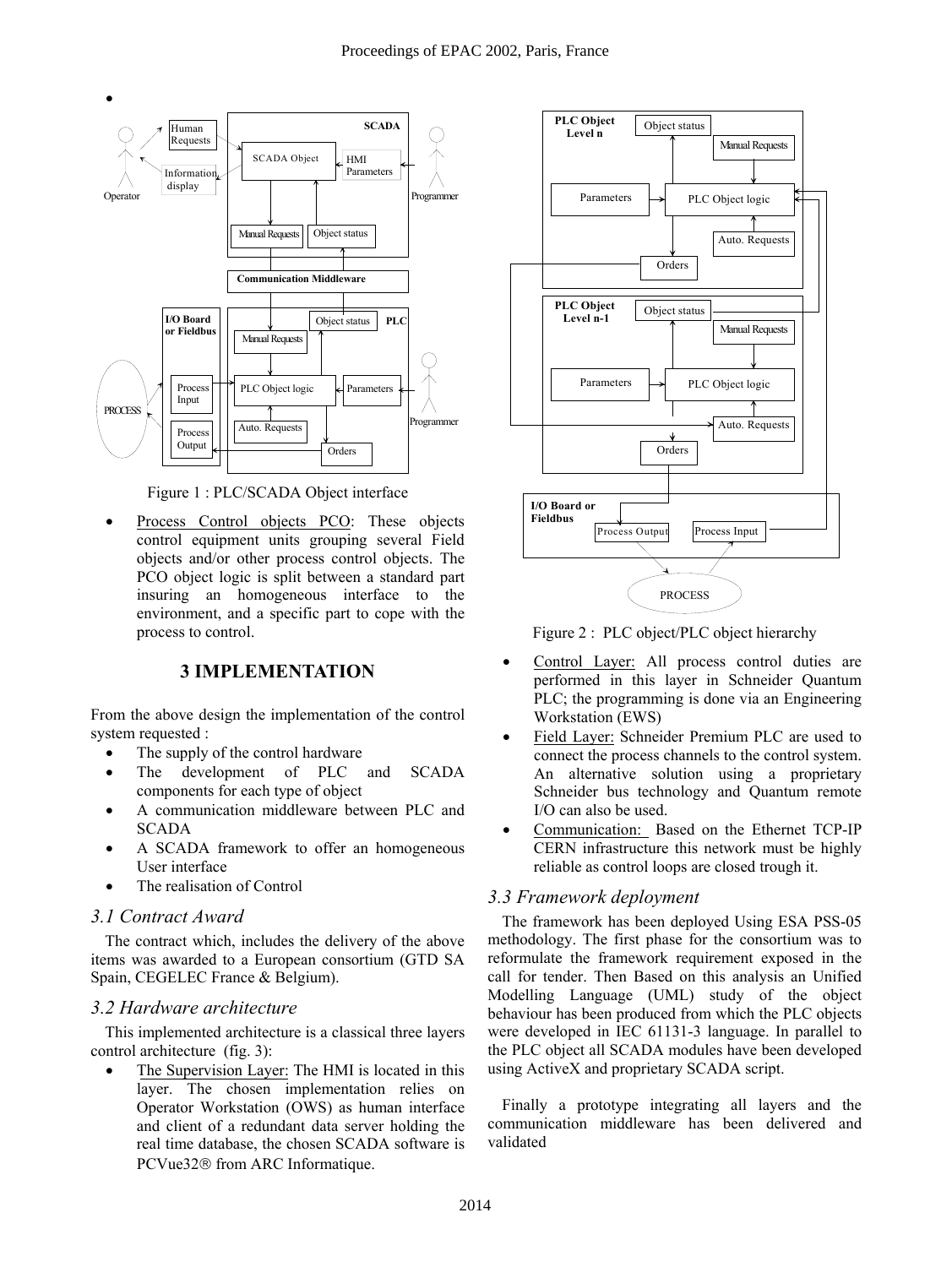Figure 1 : PLC/SCADA Object interface

- Process Control objects PCO: These objects control equipment units grouping several Field objects and/or other process control objects. The PCO object logic is split between a standard part insuring an homogeneous interface to the environment, and a specific part to cope with the process to control.

## 3 IMPLEMENTATION

From the above design the implementation of the control system requested :

- The supply of the control hardware
- The development of PLC and SCADA components for each type of object
- A communication middleware between PLC and SCADA
- A SCADA framework to offer an homogeneous User interface
- The realisation of Control

### 3.1 Contract Award

The contract which, includes the delivery of the above items was awarded to a European consortium (GTD SA Spain, CEGELEC France & Belgium).

### 3.2 Hardware architecture

This implemented architecture is a classical three layers control architecture (fig. 3):

- The Supervision Layer: The HMI is located in this layer. The chosen implementation relies on Operator Workstation (OWS) as human interface and client of a redundant data server holding the real time database, the chosen SCADA software is PCVue32® from ARC Informatique.

Figure 2 : PLC object/PLC object hierarchy

- Control Layer: All process control duties are performed in this layer in Schneider Quantum PLC; the programming is done via an Engineering Workstation (EWS)
- Field Layer: Schneider Premium PLC are used to connect the process channels to the control system. An alternative solution using a proprietary Schneider bus technology and Quantum remote I/O can also be used.
- Communication: Based on the Ethernet TCP-IP CERN infrastructure this network must be highly reliable as control loops are closed trough it.

### 3.3 Framework deployment

The framework has been deployed Using ESA PSS-05 methodology. The first phase for the consortium was to reformulate the framework requirement exposed in the call for tender. Then Based on this analysis an Unified Modelling Language (UML) study of the object behaviour has been produced from which the PLC objects were developed in IEC 61131-3 language. In parallel to the PLC object all SCADA modules have been developed using ActiveX and proprietary SCADA script.

Finally a prototype integrating all layers and the communication middleware has been delivered and validated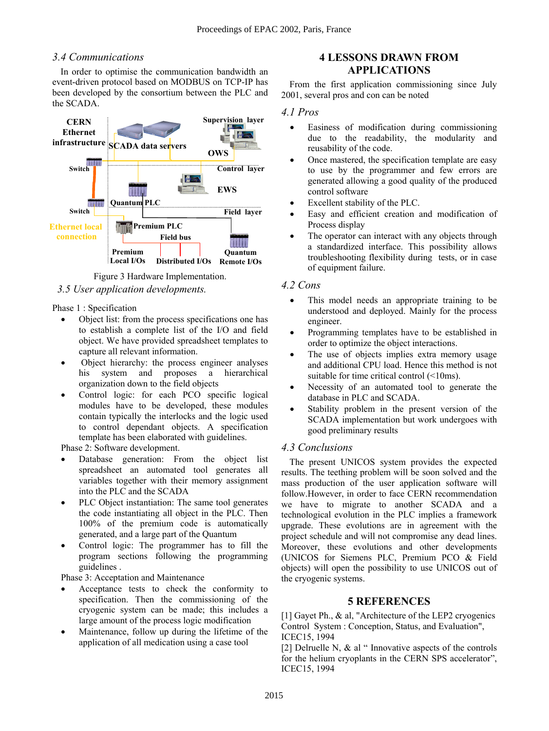### 3.4 Communications

In order to optimise the communication bandwidth an event-driven protocol based on MODBUS on TCP-IP has been developed by the consortium between the PLC and the SCADA.

CERN Ethernet infrastructure

SCADA data servers

Supervision layer

OWS

Switch

Control layer

EWS

Quantum PLC

Switch

Field layer

Ethernet local connection

Premium PLC

Field bus

Premium Local I/Os

Distributed I/Os

Quantum Remote I/Os

Figure 3 Hardware Implementation.

### 3.5 User application developments.

Phase 1 : Specification

- Object list: from the process specifications one has to establish a complete list of the I/O and field object. We have provided spreadsheet templates to capture all relevant information.
- Object hierarchy: the process engineer analyses his system and proposes a hierarchical organization down to the field objects
- Control logic: for each PCO specific logical modules have to be developed, these modules contain typically the interlocks and the logic used to control dependant objects. A specification template has been elaborated with guidelines.

Phase 2: Software development.

- Database generation: From the object list spreadsheet an automated tool generates all variables together with their memory assignment into the PLC and the SCADA
- PLC Object instantiation: The same tool generates the code instantiating all object in the PLC. Then 100% of the premium code is automatically generated, and a large part of the Quantum
- Control logic: The programmer has to fill the program sections following the programming guidelines .

Phase 3: Acceptation and Maintenance

- Acceptance tests to check the conformity to specification. Then the commissioning of the cryogenic system can be made; this includes a large amount of the process logic modification
- Maintenance, follow up during the lifetime of the application of all medication using a case tool

## 4 LESSONS DRAWN FROM APPLICATIONS

From the first application commissioning since July 2001, several pros and con can be noted

### 4.1 Pros

- Easiness of modification during commissioning due to the readability, the modularity and reusability of the code.
- Once mastered, the specification template are easy to use by the programmer and few errors are generated allowing a good quality of the produced control software
- Excellent stability of the PLC.
- Easy and efficient creation and modification of Process display
- The operator can interact with any objects through a standardized interface. This possibility allows troubleshooting flexibility during tests, or in case of equipment failure.

### 4.2 Cons

- This model needs an appropriate training to be understood and deployed. Mainly for the process engineer.
- Programming templates have to be established in order to optimize the object interactions.
- The use of objects implies extra memory usage and additional CPU load. Hence this method is not suitable for time critical control (<10ms).
- Necessity of an automated tool to generate the database in PLC and SCADA.
- Stability problem in the present version of the SCADA implementation but work undergoes with good preliminary results

### 4.3 Conclusions

The present UNICOS system provides the expected results. The teething problem will be soon solved and the mass production of the user application software will follow.However, in order to face CERN recommendation we have to migrate to another SCADA and a technological evolution in the PLC implies a framework upgrade. These evolutions are in agreement with the project schedule and will not compromise any dead lines. Moreover, these evolutions and other developments (UNICOS for Siemens PLC, Premium PCO & Field objects) will open the possibility to use UNICOS out of the cryogenic systems.

## 5 REFERENCES

[1] Gayet Ph., & al, "Architecture of the LEP2 cryogenics Control System : Conception, Status, and Evaluation", ICEC15, 1994

[2] Delruelle N, & al " Innovative aspects of the controls for the helium cryoplants in the CERN SPS accelerator", ICEC15, 1994